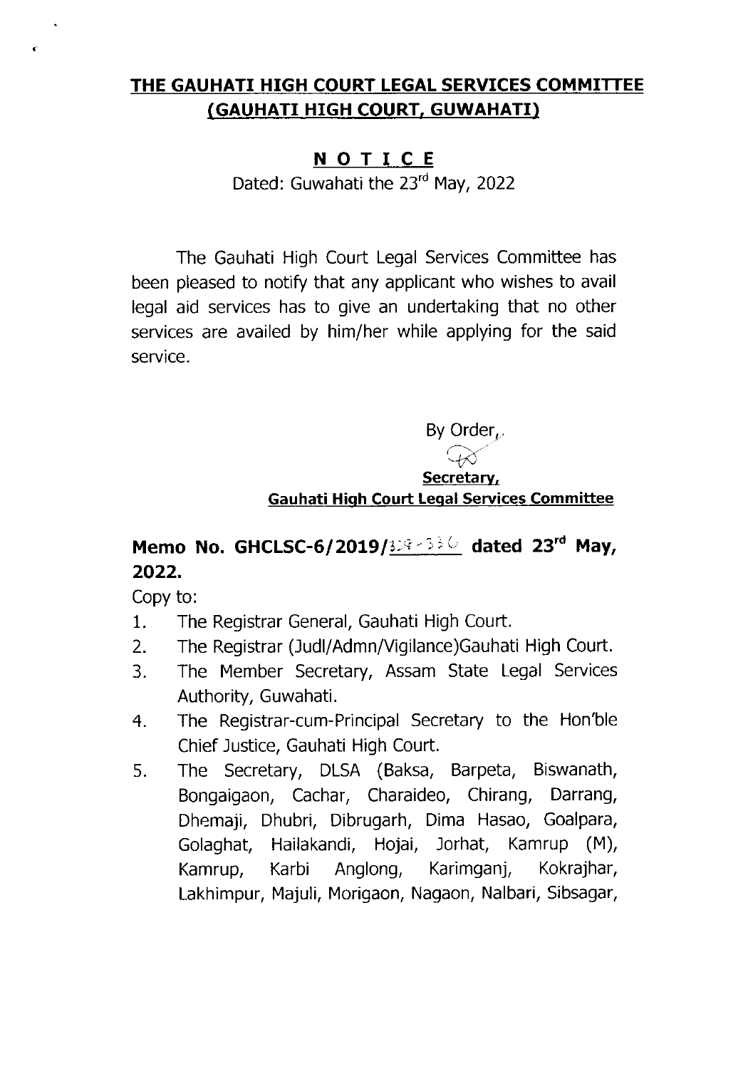## THE GAUHATI HIGH COURT LEGAL SERVICES COMMITTEE (GAUHATI HIGH COURT, GUWAHATI)

### N O T I C E

Dated: Guwahati the 23rd May, 2022

The Gauhati High Court Legal Services Committee has been pleased to notify that any applicant who wishes to avail legal aid services has to give an undertaking that no other services are availed by him/her while applying for the said service.

By Order,

**Secretary,**
**Gauhati High Court Legal Services Committee**

**Memo No. GHCLSC-6/2019/329-336 dated 23rd May, 2022.**

Copy to:

1. The Registrar General, Gauhati High Court.
2. The Registrar (Judl/Admn/Vigilance)Gauhati High Court.
3. The Member Secretary, Assam State Legal Services Authority, Guwahati.
4. The Registrar-cum-Principal Secretary to the Hon'ble Chief Justice, Gauhati High Court.
5. The Secretary, DLSA (Baksa, Barpeta, Biswanath, Bongaigaon, Cachar, Charaideo, Chirang, Darrang, Dhemaji, Dhubri, Dibrugarh, Dima Hasao, Goalpara, Golaghat, Hailakandi, Hojai, Jorhat, Kamrup (M), Kamrup, Karbi Anglong, Karimganj, Kokrajhar, Lakhimpur, Majuli, Morigaon, Nagaon, Nalbari, Sibsagar,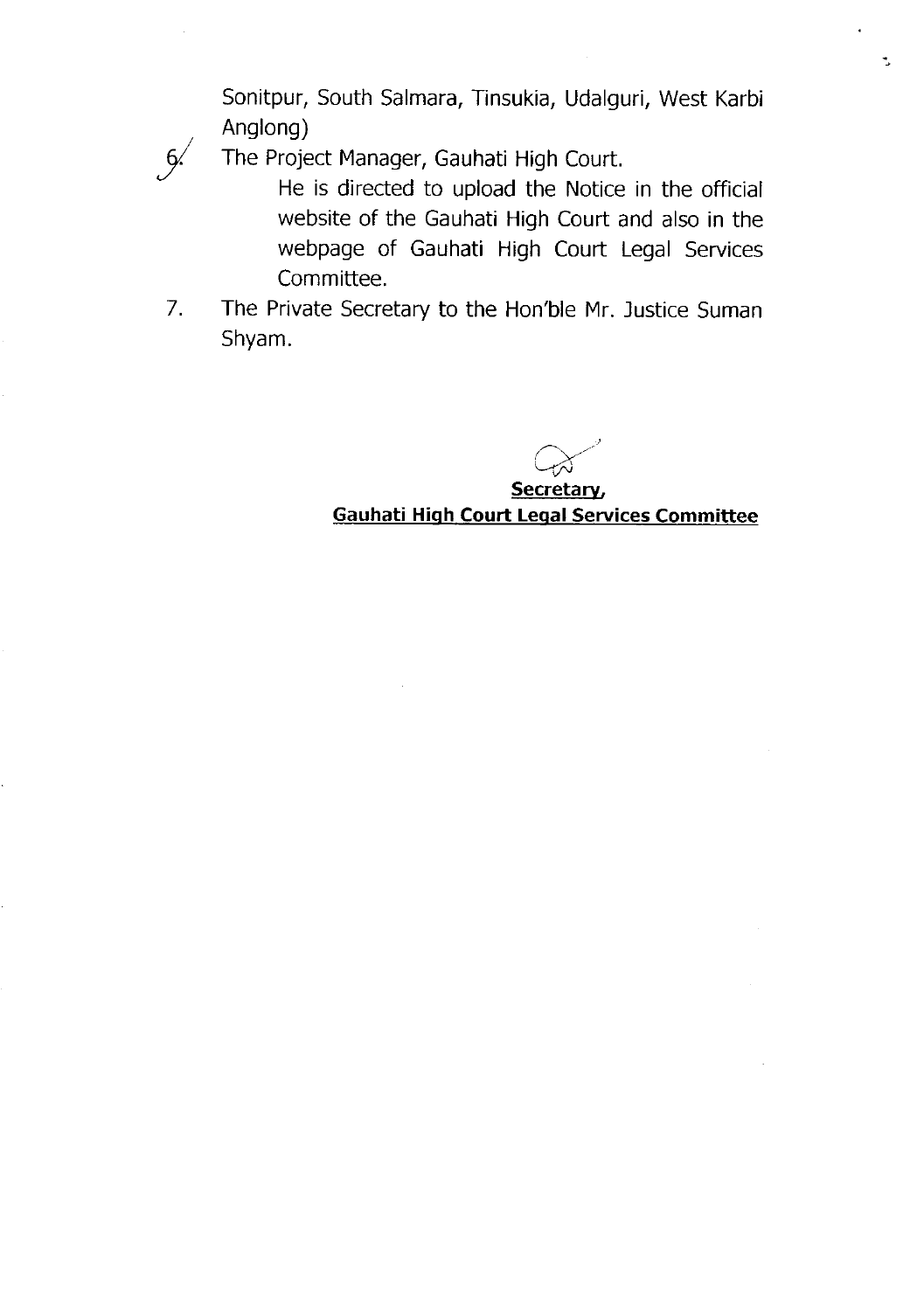Sonitpur, South Salmara, Tinsukia, Udalguri, West Karbi Anglong)

6. The Project Manager, Gauhati High Court.

    He is directed to upload the Notice in the official website of the Gauhati High Court and also in the webpage of Gauhati High Court Legal Services Committee.

7. The Private Secretary to the Hon'ble Mr. Justice Suman Shyam.

**Secretary,**
**Gauhati High Court Legal Services Committee**